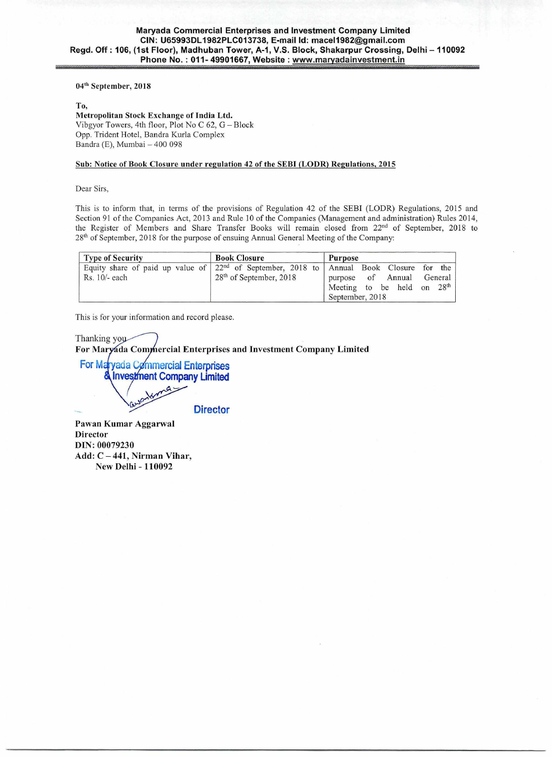**Maryada Commercial Enterprises and Investment Company Limited**
**CIN: U65993DL1982PLC013738, E-mail Id: macel1982@gmail.com**
**Regd. Off : 106, (1st Floor), Madhuban Tower, A-1, V.S. Block, Shakarpur Crossing, Delhi – 110092**
**Phone No. : 011- 49901667, Website : www.maryadainvestment.in**

**04th September, 2018**

**To,**
**Metropolitan Stock Exchange of India Ltd.**
Vibgyor Towers, 4th floor, Plot No C 62, G – Block
Opp. Trident Hotel, Bandra Kurla Complex
Bandra (E), Mumbai – 400 098

**Sub: Notice of Book Closure under regulation 42 of the SEBI (LODR) Regulations, 2015**

Dear Sirs,

This is to inform that, in terms of the provisions of Regulation 42 of the SEBI (LODR) Regulations, 2015 and Section 91 of the Companies Act, 2013 and Rule 10 of the Companies (Management and administration) Rules 2014, the Register of Members and Share Transfer Books will remain closed from 22nd of September, 2018 to 28th of September, 2018 for the purpose of ensuing Annual General Meeting of the Company:

| Type of Security | Book Closure | Purpose |
|---|---|---|
| Equity share of paid up value of Rs. 10/- each | 22nd of September, 2018 to 28th of September, 2018 | Annual Book Closure for the purpose of Annual General Meeting to be held on 28th September, 2018 |

This is for your information and record please.

Thanking you
**For Maryada Commercial Enterprises and Investment Company Limited**

For Maryada Commercial Enterprises & Investment Company Limited

Director

**Pawan Kumar Aggarwal**
**Director**
**DIN: 00079230**
**Add: C – 441, Nirman Vihar,**
**New Delhi - 110092**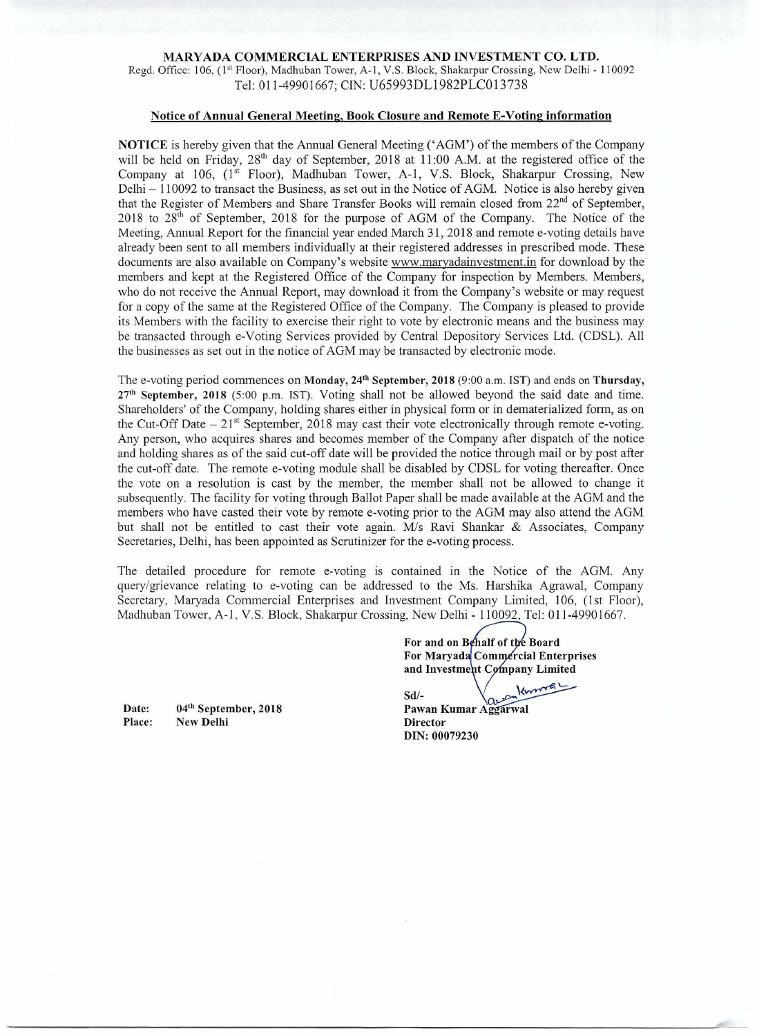**MARYADA COMMERCIAL ENTERPRISES AND INVESTMENT CO. LTD.**

Regd. Office: 106, (1st Floor), Madhuban Tower, A-1, V.S. Block, Shakarpur Crossing, New Delhi - 110092

Tel: 011-49901667; CIN: U65993DL1982PLC013738

**Notice of Annual General Meeting, Book Closure and Remote E-Voting information**

**NOTICE** is hereby given that the Annual General Meeting ('AGM') of the members of the Company will be held on Friday, 28th day of September, 2018 at 11:00 A.M. at the registered office of the Company at 106, (1st Floor), Madhuban Tower, A-1, V.S. Block, Shakarpur Crossing, New Delhi – 110092 to transact the Business, as set out in the Notice of AGM. Notice is also hereby given that the Register of Members and Share Transfer Books will remain closed from 22nd of September, 2018 to 28th of September, 2018 for the purpose of AGM of the Company. The Notice of the Meeting, Annual Report for the financial year ended March 31, 2018 and remote e-voting details have already been sent to all members individually at their registered addresses in prescribed mode. These documents are also available on Company's website www.maryadainvestment.in for download by the members and kept at the Registered Office of the Company for inspection by Members. Members, who do not receive the Annual Report, may download it from the Company's website or may request for a copy of the same at the Registered Office of the Company. The Company is pleased to provide its Members with the facility to exercise their right to vote by electronic means and the business may be transacted through e-Voting Services provided by Central Depository Services Ltd. (CDSL). All the businesses as set out in the notice of AGM may be transacted by electronic mode.

The e-voting period commences on **Monday, 24th September, 2018** (9:00 a.m. IST) and ends on **Thursday, 27th September, 2018** (5:00 p.m. IST). Voting shall not be allowed beyond the said date and time. Shareholders' of the Company, holding shares either in physical form or in dematerialized form, as on the Cut-Off Date – 21st September, 2018 may cast their vote electronically through remote e-voting. Any person, who acquires shares and becomes member of the Company after dispatch of the notice and holding shares as of the said cut-off date will be provided the notice through mail or by post after the cut-off date. The remote e-voting module shall be disabled by CDSL for voting thereafter. Once the vote on a resolution is cast by the member, the member shall not be allowed to change it subsequently. The facility for voting through Ballot Paper shall be made available at the AGM and the members who have casted their vote by remote e-voting prior to the AGM may also attend the AGM but shall not be entitled to cast their vote again. M/s Ravi Shankar & Associates, Company Secretaries, Delhi, has been appointed as Scrutinizer for the e-voting process.

The detailed procedure for remote e-voting is contained in the Notice of the AGM. Any query/grievance relating to e-voting can be addressed to the Ms. Harshika Agrawal, Company Secretary, Maryada Commercial Enterprises and Investment Company Limited, 106, (1st Floor), Madhuban Tower, A-1, V.S. Block, Shakarpur Crossing, New Delhi - 110092, Tel: 011-49901667.

**For and on Behalf of the Board**
**For Maryada Commercial Enterprises and Investment Company Limited**

Sd/-
**Pawan Kumar Aggarwal**
**Director**
**DIN: 00079230**

**Date:** **04th September, 2018**
**Place:** **New Delhi**